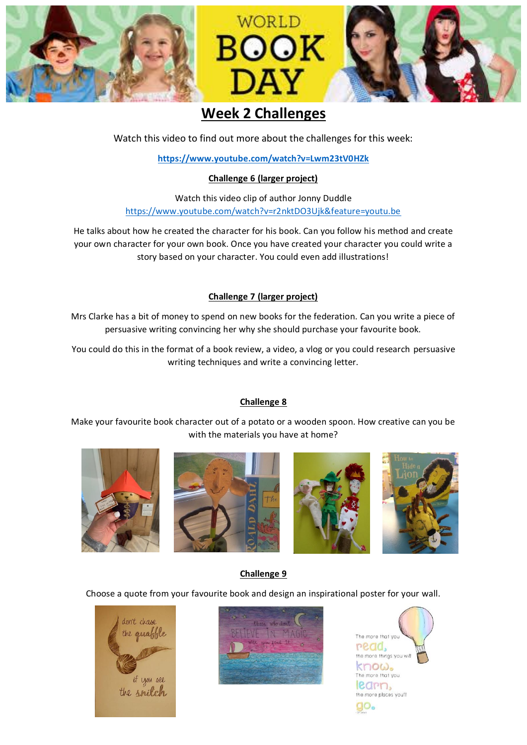# Week 2 Challenges

Watch this video to find out more about the challenges for this week:

**https://www.youtube.com/watch?v=Lwm23tV0HZk**

## Challenge 6 (larger project)

Watch this video clip of author Jonny Duddle
https://www.youtube.com/watch?v=r2nktDO3Ujk&feature=youtu.be

He talks about how he created the character for his book. Can you follow his method and create your own character for your own book. Once you have created your character you could write a story based on your character. You could even add illustrations!

## Challenge 7 (larger project)

Mrs Clarke has a bit of money to spend on new books for the federation. Can you write a piece of persuasive writing convincing her why she should purchase your favourite book.

You could do this in the format of a book review, a video, a vlog or you could research persuasive writing techniques and write a convincing letter.

## Challenge 8

Make your favourite book character out of a potato or a wooden spoon. How creative can you be with the materials you have at home?

## Challenge 9

Choose a quote from your favourite book and design an inspirational poster for your wall.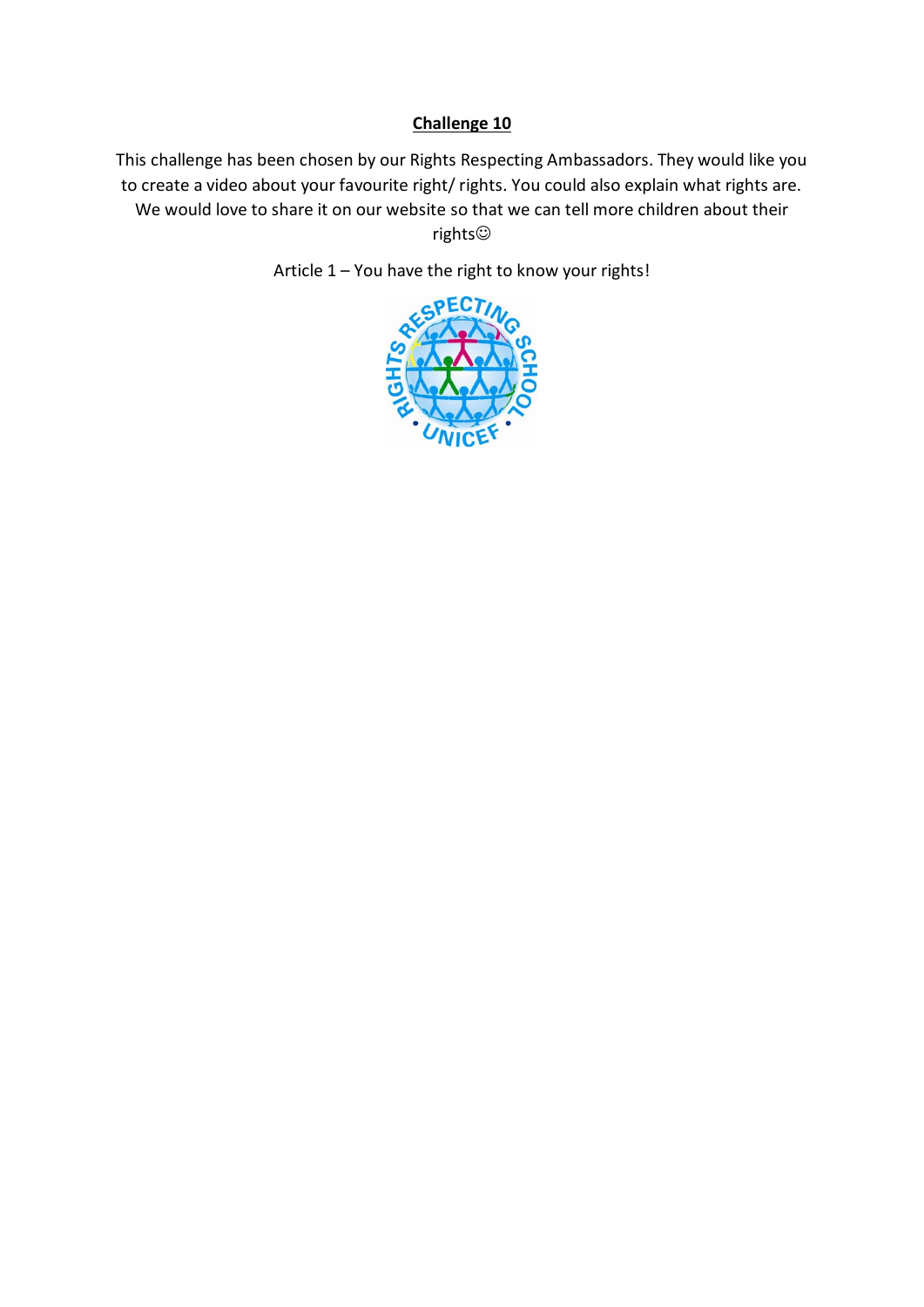**Challenge 10**

This challenge has been chosen by our Rights Respecting Ambassadors. They would like you to create a video about your favourite right/ rights. You could also explain what rights are. We would love to share it on our website so that we can tell more children about their rights☺

Article 1 – You have the right to know your rights!